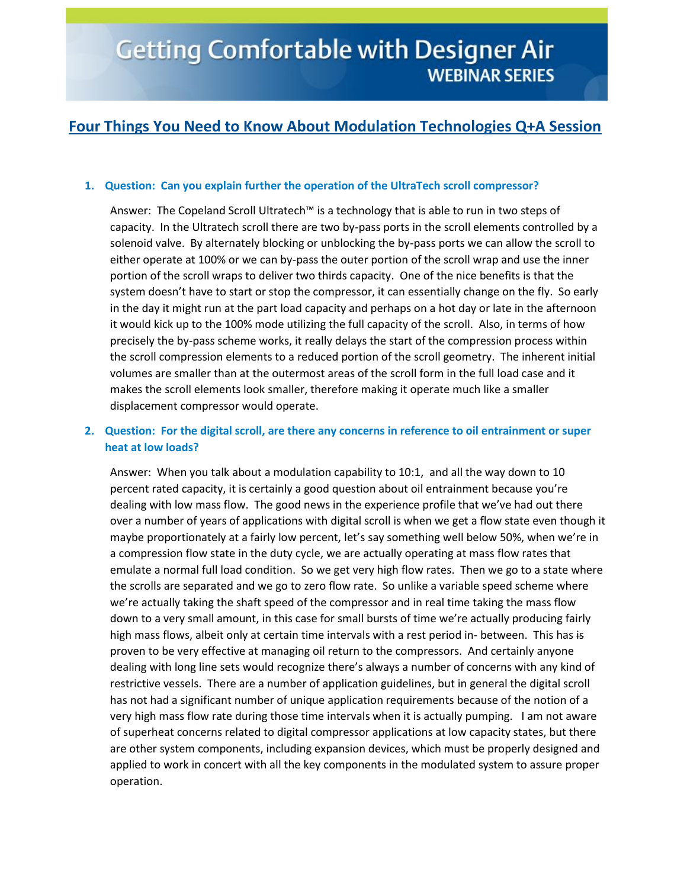# Getting Comfortable with Designer Air

## WEBINAR SERIES

## Four Things You Need to Know About Modulation Technologies Q+A Session

1. **Question: Can you explain further the operation of the UltraTech scroll compressor?**

   Answer: The Copeland Scroll Ultratech™ is a technology that is able to run in two steps of capacity. In the Ultratech scroll there are two by-pass ports in the scroll elements controlled by a solenoid valve. By alternately blocking or unblocking the by-pass ports we can allow the scroll to either operate at 100% or we can by-pass the outer portion of the scroll wrap and use the inner portion of the scroll wraps to deliver two thirds capacity. One of the nice benefits is that the system doesn't have to start or stop the compressor, it can essentially change on the fly. So early in the day it might run at the part load capacity and perhaps on a hot day or late in the afternoon it would kick up to the 100% mode utilizing the full capacity of the scroll. Also, in terms of how precisely the by-pass scheme works, it really delays the start of the compression process within the scroll compression elements to a reduced portion of the scroll geometry. The inherent initial volumes are smaller than at the outermost areas of the scroll form in the full load case and it makes the scroll elements look smaller, therefore making it operate much like a smaller displacement compressor would operate.

2. **Question: For the digital scroll, are there any concerns in reference to oil entrainment or super heat at low loads?**

   Answer: When you talk about a modulation capability to 10:1, and all the way down to 10 percent rated capacity, it is certainly a good question about oil entrainment because you're dealing with low mass flow. The good news in the experience profile that we've had out there over a number of years of applications with digital scroll is when we get a flow state even though it maybe proportionately at a fairly low percent, let's say something well below 50%, when we're in a compression flow state in the duty cycle, we are actually operating at mass flow rates that emulate a normal full load condition. So we get very high flow rates. Then we go to a state where the scrolls are separated and we go to zero flow rate. So unlike a variable speed scheme where we're actually taking the shaft speed of the compressor and in real time taking the mass flow down to a very small amount, in this case for small bursts of time we're actually producing fairly high mass flows, albeit only at certain time intervals with a rest period in- between. This has ~~is~~ proven to be very effective at managing oil return to the compressors. And certainly anyone dealing with long line sets would recognize there's always a number of concerns with any kind of restrictive vessels. There are a number of application guidelines, but in general the digital scroll has not had a significant number of unique application requirements because of the notion of a very high mass flow rate during those time intervals when it is actually pumping. I am not aware of superheat concerns related to digital compressor applications at low capacity states, but there are other system components, including expansion devices, which must be properly designed and applied to work in concert with all the key components in the modulated system to assure proper operation.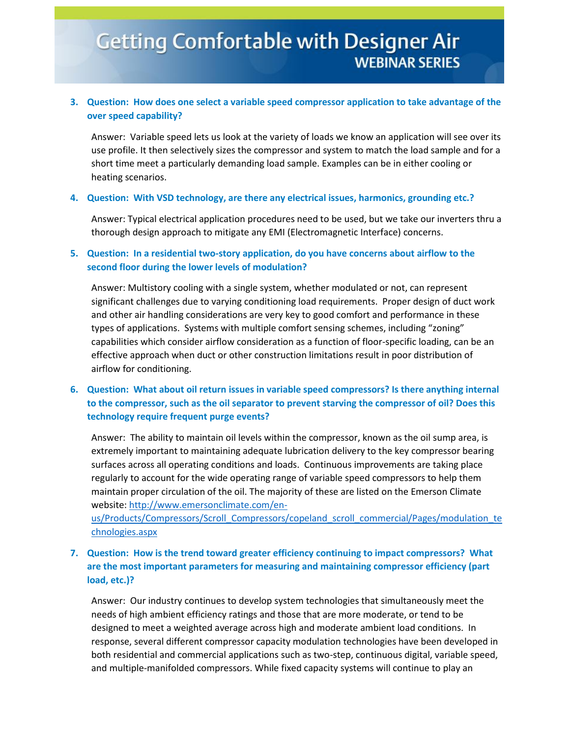3. **Question: How does one select a variable speed compressor application to take advantage of the over speed capability?**

   Answer: Variable speed lets us look at the variety of loads we know an application will see over its use profile. It then selectively sizes the compressor and system to match the load sample and for a short time meet a particularly demanding load sample. Examples can be in either cooling or heating scenarios.

4. **Question: With VSD technology, are there any electrical issues, harmonics, grounding etc.?**

   Answer: Typical electrical application procedures need to be used, but we take our inverters thru a thorough design approach to mitigate any EMI (Electromagnetic Interface) concerns.

5. **Question: In a residential two-story application, do you have concerns about airflow to the second floor during the lower levels of modulation?**

   Answer: Multistory cooling with a single system, whether modulated or not, can represent significant challenges due to varying conditioning load requirements. Proper design of duct work and other air handling considerations are very key to good comfort and performance in these types of applications. Systems with multiple comfort sensing schemes, including "zoning" capabilities which consider airflow consideration as a function of floor-specific loading, can be an effective approach when duct or other construction limitations result in poor distribution of airflow for conditioning.

6. **Question: What about oil return issues in variable speed compressors? Is there anything internal to the compressor, such as the oil separator to prevent starving the compressor of oil? Does this technology require frequent purge events?**

   Answer: The ability to maintain oil levels within the compressor, known as the oil sump area, is extremely important to maintaining adequate lubrication delivery to the key compressor bearing surfaces across all operating conditions and loads. Continuous improvements are taking place regularly to account for the wide operating range of variable speed compressors to help them maintain proper circulation of the oil. The majority of these are listed on the Emerson Climate website: [http://www.emersonclimate.com/en-us/Products/Compressors/Scroll_Compressors/copeland_scroll_commercial/Pages/modulation_technologies.aspx](http://www.emersonclimate.com/en-us/Products/Compressors/Scroll_Compressors/copeland_scroll_commercial/Pages/modulation_technologies.aspx)

7. **Question: How is the trend toward greater efficiency continuing to impact compressors? What are the most important parameters for measuring and maintaining compressor efficiency (part load, etc.)?**

   Answer: Our industry continues to develop system technologies that simultaneously meet the needs of high ambient efficiency ratings and those that are more moderate, or tend to be designed to meet a weighted average across high and moderate ambient load conditions. In response, several different compressor capacity modulation technologies have been developed in both residential and commercial applications such as two-step, continuous digital, variable speed, and multiple-manifolded compressors. While fixed capacity systems will continue to play an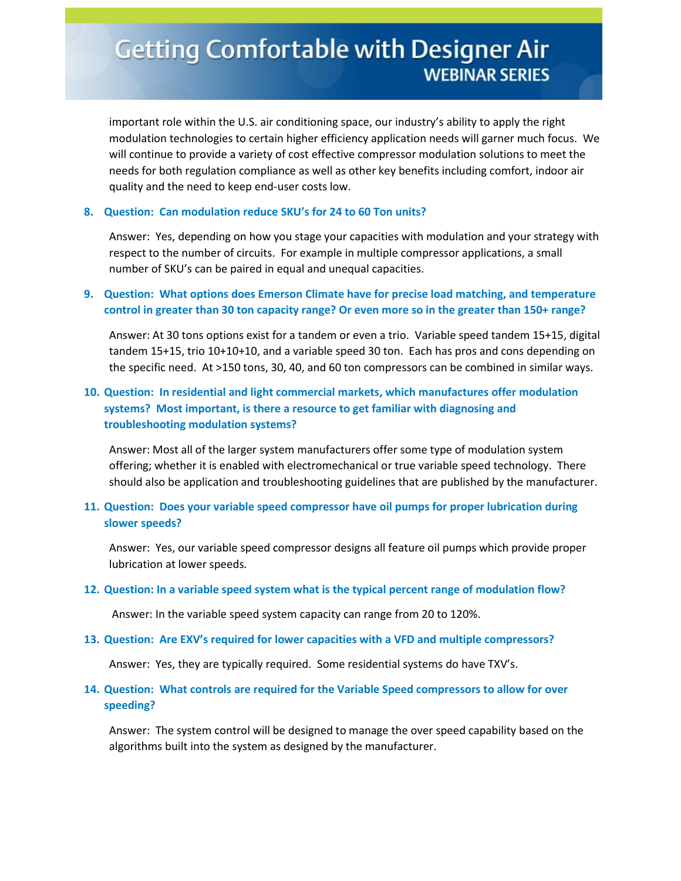important role within the U.S. air conditioning space, our industry's ability to apply the right modulation technologies to certain higher efficiency application needs will garner much focus. We will continue to provide a variety of cost effective compressor modulation solutions to meet the needs for both regulation compliance as well as other key benefits including comfort, indoor air quality and the need to keep end-user costs low.

8. **Question: Can modulation reduce SKU's for 24 to 60 Ton units?**

   Answer: Yes, depending on how you stage your capacities with modulation and your strategy with respect to the number of circuits. For example in multiple compressor applications, a small number of SKU's can be paired in equal and unequal capacities.

9. **Question: What options does Emerson Climate have for precise load matching, and temperature control in greater than 30 ton capacity range? Or even more so in the greater than 150+ range?**

   Answer: At 30 tons options exist for a tandem or even a trio. Variable speed tandem 15+15, digital tandem 15+15, trio 10+10+10, and a variable speed 30 ton. Each has pros and cons depending on the specific need. At >150 tons, 30, 40, and 60 ton compressors can be combined in similar ways.

10. **Question: In residential and light commercial markets, which manufactures offer modulation systems? Most important, is there a resource to get familiar with diagnosing and troubleshooting modulation systems?**

    Answer: Most all of the larger system manufacturers offer some type of modulation system offering; whether it is enabled with electromechanical or true variable speed technology. There should also be application and troubleshooting guidelines that are published by the manufacturer.

11. **Question: Does your variable speed compressor have oil pumps for proper lubrication during slower speeds?**

    Answer: Yes, our variable speed compressor designs all feature oil pumps which provide proper lubrication at lower speeds.

12. **Question: In a variable speed system what is the typical percent range of modulation flow?**

    Answer: In the variable speed system capacity can range from 20 to 120%.

13. **Question: Are EXV's required for lower capacities with a VFD and multiple compressors?**

    Answer: Yes, they are typically required. Some residential systems do have TXV's.

14. **Question: What controls are required for the Variable Speed compressors to allow for over speeding?**

    Answer: The system control will be designed to manage the over speed capability based on the algorithms built into the system as designed by the manufacturer.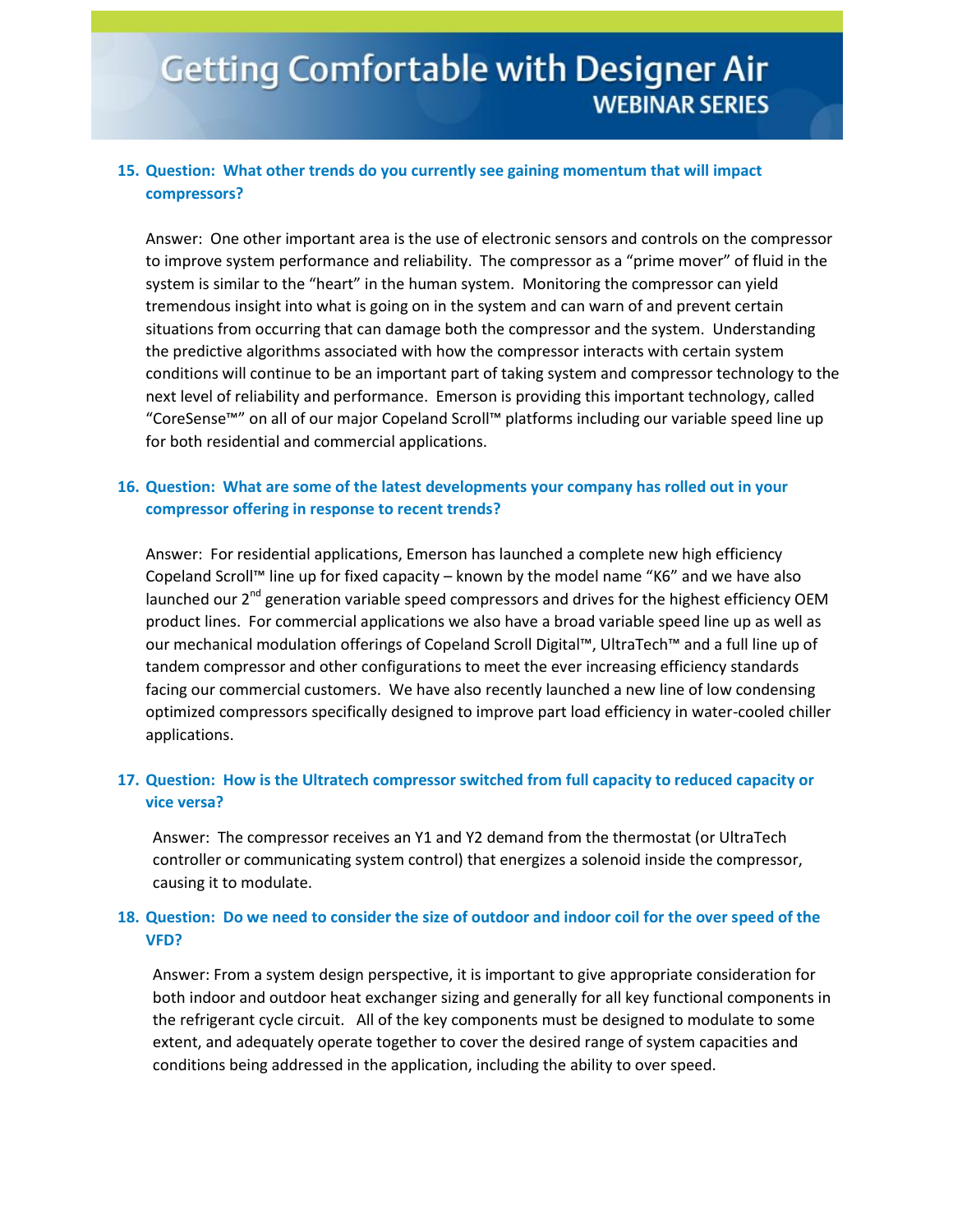15. **Question: What other trends do you currently see gaining momentum that will impact compressors?**

    Answer: One other important area is the use of electronic sensors and controls on the compressor to improve system performance and reliability. The compressor as a "prime mover" of fluid in the system is similar to the "heart" in the human system. Monitoring the compressor can yield tremendous insight into what is going on in the system and can warn of and prevent certain situations from occurring that can damage both the compressor and the system. Understanding the predictive algorithms associated with how the compressor interacts with certain system conditions will continue to be an important part of taking system and compressor technology to the next level of reliability and performance. Emerson is providing this important technology, called "CoreSense™" on all of our major Copeland Scroll™ platforms including our variable speed line up for both residential and commercial applications.

16. **Question: What are some of the latest developments your company has rolled out in your compressor offering in response to recent trends?**

    Answer: For residential applications, Emerson has launched a complete new high efficiency Copeland Scroll™ line up for fixed capacity – known by the model name "K6" and we have also launched our 2nd generation variable speed compressors and drives for the highest efficiency OEM product lines. For commercial applications we also have a broad variable speed line up as well as our mechanical modulation offerings of Copeland Scroll Digital™, UltraTech™ and a full line up of tandem compressor and other configurations to meet the ever increasing efficiency standards facing our commercial customers. We have also recently launched a new line of low condensing optimized compressors specifically designed to improve part load efficiency in water-cooled chiller applications.

17. **Question: How is the Ultratech compressor switched from full capacity to reduced capacity or vice versa?**

    Answer: The compressor receives an Y1 and Y2 demand from the thermostat (or UltraTech controller or communicating system control) that energizes a solenoid inside the compressor, causing it to modulate.

18. **Question: Do we need to consider the size of outdoor and indoor coil for the over speed of the VFD?**

    Answer: From a system design perspective, it is important to give appropriate consideration for both indoor and outdoor heat exchanger sizing and generally for all key functional components in the refrigerant cycle circuit. All of the key components must be designed to modulate to some extent, and adequately operate together to cover the desired range of system capacities and conditions being addressed in the application, including the ability to over speed.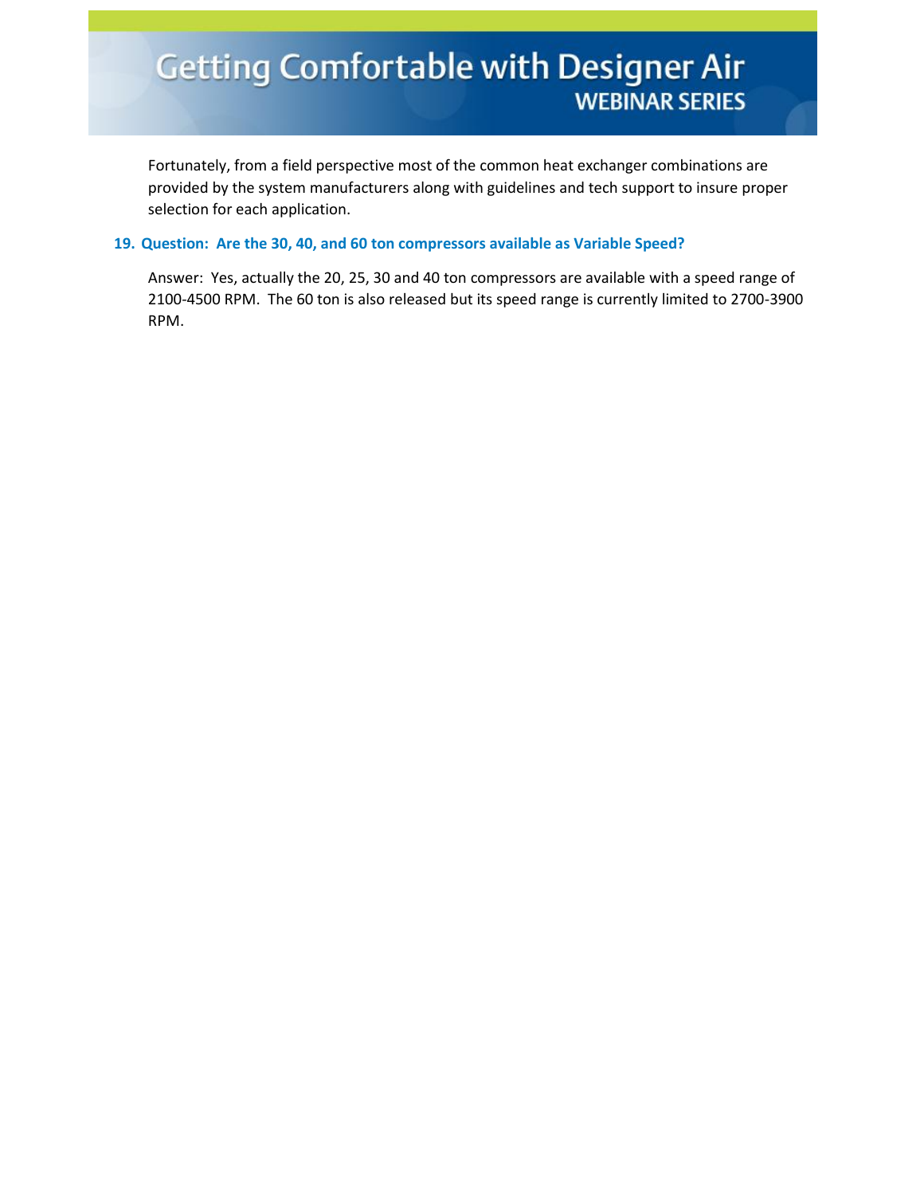Fortunately, from a field perspective most of the common heat exchanger combinations are provided by the system manufacturers along with guidelines and tech support to insure proper selection for each application.

### 19. Question: Are the 30, 40, and 60 ton compressors available as Variable Speed?

Answer: Yes, actually the 20, 25, 30 and 40 ton compressors are available with a speed range of 2100-4500 RPM. The 60 ton is also released but its speed range is currently limited to 2700-3900 RPM.